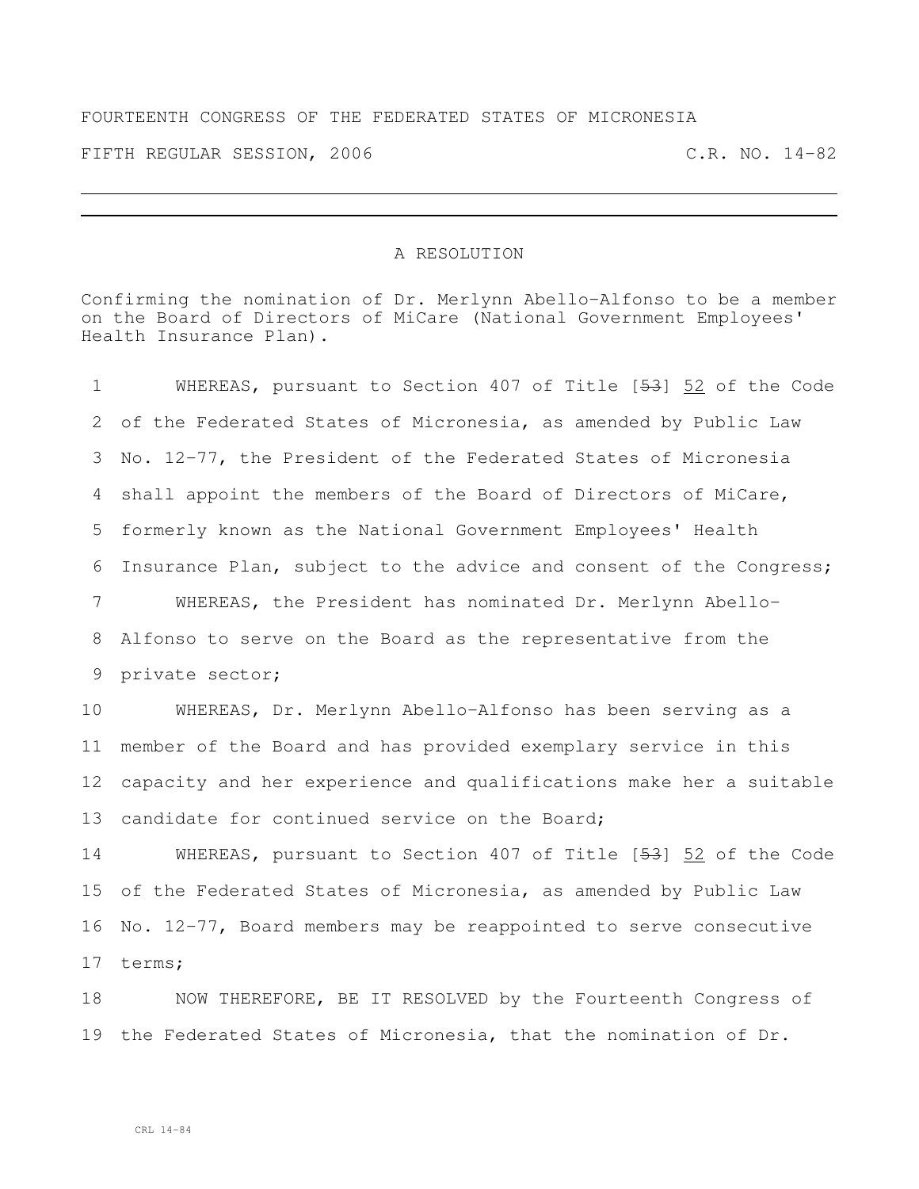FOURTEENTH CONGRESS OF THE FEDERATED STATES OF MICRONESIA

FIFTH REGULAR SESSION, 2006 C.R. NO. 14-82

A RESOLUTION

Confirming the nomination of Dr. Merlynn Abello-Alfonso to be a member on the Board of Directors of MiCare (National Government Employees' Health Insurance Plan).

1 WHEREAS, pursuant to Section 407 of Title [~~53~~] 52 of the Code
2 of the Federated States of Micronesia, as amended by Public Law
3 No. 12-77, the President of the Federated States of Micronesia
4 shall appoint the members of the Board of Directors of MiCare,
5 formerly known as the National Government Employees' Health
6 Insurance Plan, subject to the advice and consent of the Congress;
7 WHEREAS, the President has nominated Dr. Merlynn Abello-
8 Alfonso to serve on the Board as the representative from the
9 private sector;
10 WHEREAS, Dr. Merlynn Abello-Alfonso has been serving as a
11 member of the Board and has provided exemplary service in this
12 capacity and her experience and qualifications make her a suitable
13 candidate for continued service on the Board;
14 WHEREAS, pursuant to Section 407 of Title [~~53~~] 52 of the Code
15 of the Federated States of Micronesia, as amended by Public Law
16 No. 12-77, Board members may be reappointed to serve consecutive
17 terms;
18 NOW THEREFORE, BE IT RESOLVED by the Fourteenth Congress of
19 the Federated States of Micronesia, that the nomination of Dr.

CRL 14-84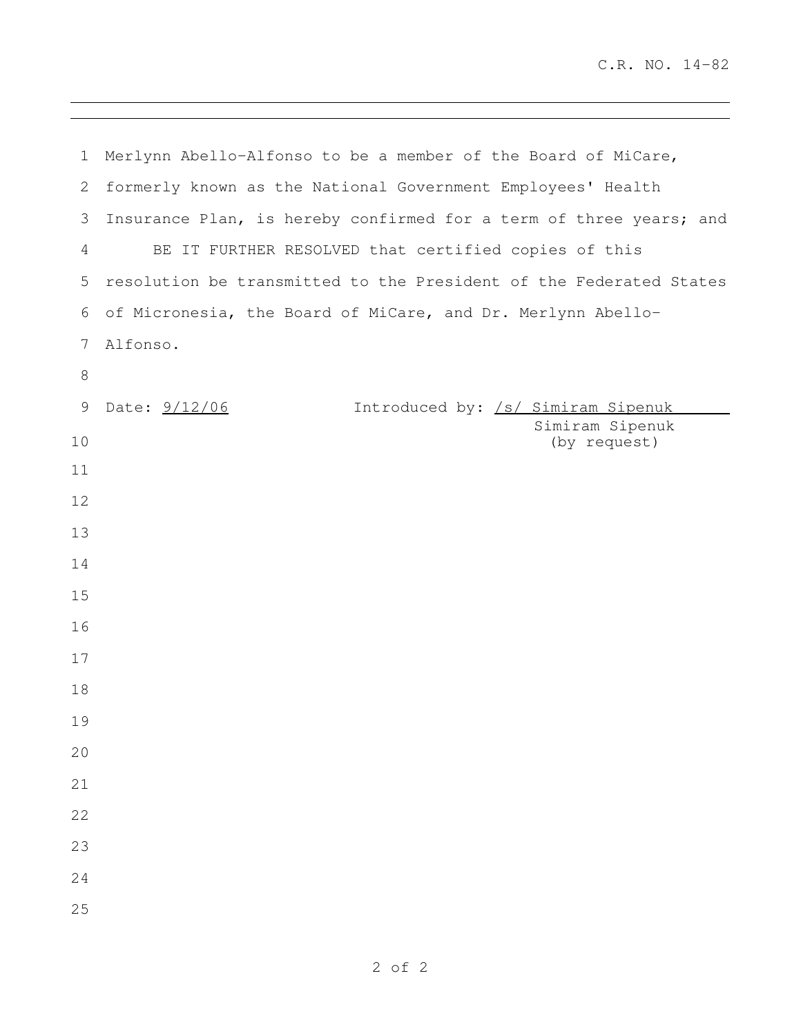Merlynn Abello-Alfonso to be a member of the Board of MiCare, formerly known as the National Government Employees' Health Insurance Plan, is hereby confirmed for a term of three years; and

BE IT FURTHER RESOLVED that certified copies of this resolution be transmitted to the President of the Federated States of Micronesia, the Board of MiCare, and Dr. Merlynn Abello-Alfonso.

Date: 9/12/06

Introduced by: /s/ Simiram Sipenuk
Simiram Sipenuk
(by request)